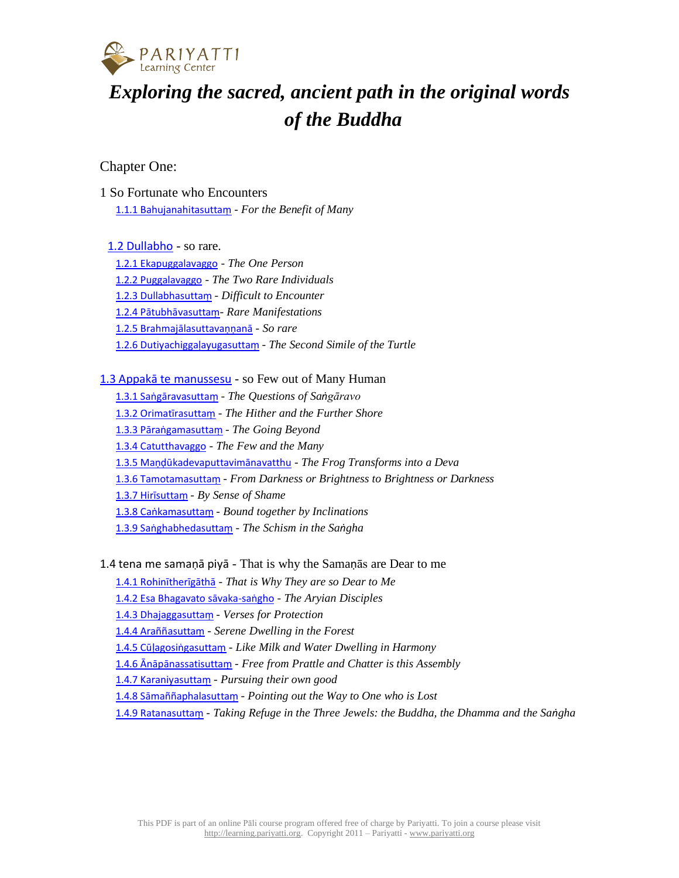PARIYATTI
Learning Center

# *Exploring the sacred, ancient path in the original words of the Buddha*

## Chapter One:

### 1 So Fortunate who Encounters

- 1.1.1 Bahujanahitasuttaṃ - *For the Benefit of Many*

### 1.2 Dullabho - so rare.

- 1.2.1 Ekapuggalavaggo - *The One Person*
- 1.2.2 Puggalavaggo - *The Two Rare Individuals*
- 1.2.3 Dullabhasuttaṃ - *Difficult to Encounter*
- 1.2.4 Pātubhāvasuttaṃ- *Rare Manifestations*
- 1.2.5 Brahmajālasuttavaṇṇanā - *So rare*
- 1.2.6 Dutiyachiggaḷayugasuttaṃ - *The Second Simile of the Turtle*

### 1.3 Appakā te manussesu - so Few out of Many Human

- 1.3.1 Saṅgāravasuttaṃ - *The Questions of Saṅgāravo*
- 1.3.2 Orimatīrasuttaṃ - *The Hither and the Further Shore*
- 1.3.3 Pāraṅgamasuttaṃ - *The Going Beyond*
- 1.3.4 Catutthavaggo - *The Few and the Many*
- 1.3.5 Maṇḍūkadevaputtavimānavatthu - *The Frog Transforms into a Deva*
- 1.3.6 Tamotamasuttaṃ - *From Darkness or Brightness to Brightness or Darkness*
- 1.3.7 Hirīsuttaṃ - *By Sense of Shame*
- 1.3.8 Caṅkamasuttaṃ - *Bound together by Inclinations*
- 1.3.9 Saṅghabhedasuttaṃ - *The Schism in the Saṅgha*

### 1.4 tena me samaṇā piyā - That is why the Samaṇās are Dear to me

- 1.4.1 Rohinītherīgāthā - *That is Why They are so Dear to Me*
- 1.4.2 Esa Bhagavato sāvaka-saṅgho - *The Aryian Disciples*
- 1.4.3 Dhajaggasuttaṃ - *Verses for Protection*
- 1.4.4 Araññasuttaṃ - *Serene Dwelling in the Forest*
- 1.4.5 Cūḷagosiṅgasuttaṃ - *Like Milk and Water Dwelling in Harmony*
- 1.4.6 Ānāpānassatisuttaṃ - *Free from Prattle and Chatter is this Assembly*
- 1.4.7 Karaniyasuttaṃ - *Pursuing their own good*
- 1.4.8 Sāmaññaphalasuttaṃ - *Pointing out the Way to One who is Lost*
- 1.4.9 Ratanasuttaṃ - *Taking Refuge in the Three Jewels: the Buddha, the Dhamma and the Saṅgha*

This PDF is part of an online Pāli course program offered free of charge by Pariyatti. To join a course please visit http://learning.pariyatti.org. Copyright 2011 – Pariyatti - www.pariyatti.org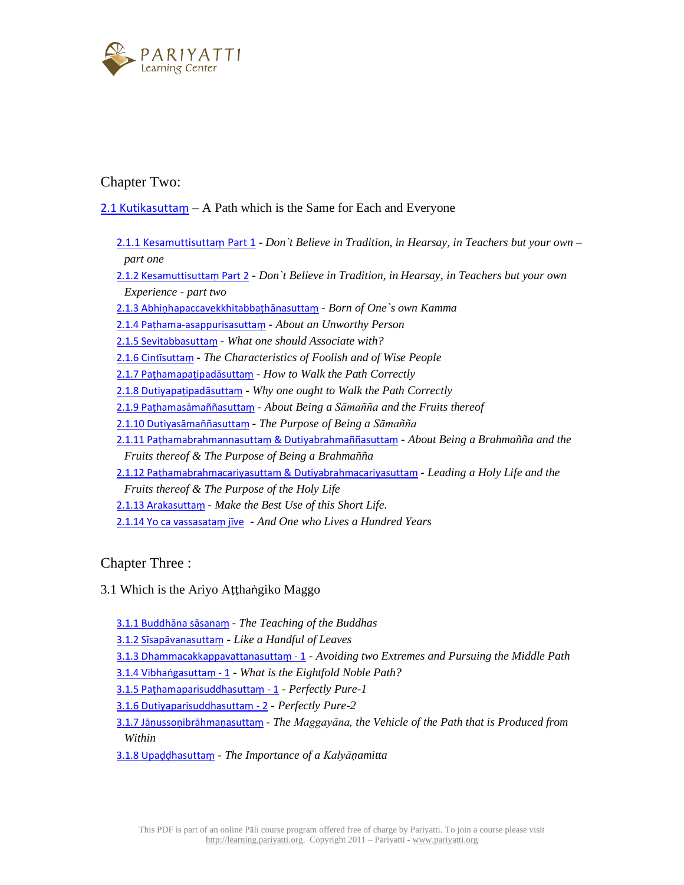## Chapter Two:

2.1 Kutikasuttaṃ – A Path which is the Same for Each and Everyone

- 2.1.1 Kesamuttisuttaṃ Part 1 - *Don`t Believe in Tradition, in Hearsay, in Teachers but your own – part one*
- 2.1.2 Kesamuttisuttaṃ Part 2 - *Don`t Believe in Tradition, in Hearsay, in Teachers but your own Experience - part two*
- 2.1.3 Abhiṇhapaccavekkhitabbaṭhānasuttaṃ - *Born of One`s own Kamma*
- 2.1.4 Paṭhama-asappurisasuttaṃ - *About an Unworthy Person*
- 2.1.5 Sevitabbasuttaṃ - *What one should Associate with?*
- 2.1.6 Cintīsuttaṃ - *The Characteristics of Foolish and of Wise People*
- 2.1.7 Paṭhamapaṭipadāsuttaṃ - *How to Walk the Path Correctly*
- 2.1.8 Dutiyapaṭipadāsuttaṃ - *Why one ought to Walk the Path Correctly*
- 2.1.9 Paṭhamasāmaññasuttaṃ - *About Being a Sāmañña and the Fruits thereof*
- 2.1.10 Dutiyasāmaññasuttaṃ - *The Purpose of Being a Sāmañña*
- 2.1.11 Paṭhamabrahmannasuttaṃ & Dutiyabrahmaññasuttaṃ - *About Being a Brahmañña and the Fruits thereof & The Purpose of Being a Brahmañña*
- 2.1.12 Paṭhamabrahmacariyasuttaṃ & Dutiyabrahmacariyasuttaṃ - *Leading a Holy Life and the Fruits thereof & The Purpose of the Holy Life*
- 2.1.13 Arakasuttaṃ - *Make the Best Use of this Short Life.*
- 2.1.14 Yo ca vassasataṃ jīve - *And One who Lives a Hundred Years*

## Chapter Three :

3.1 Which is the Ariyo Aṭṭhaṅgiko Maggo

- 3.1.1 Buddhāna sāsanaṃ - *The Teaching of the Buddhas*
- 3.1.2 Sīsapāvanasuttaṃ - *Like a Handful of Leaves*
- 3.1.3 Dhammacakkappavattanasuttaṃ - 1 - *Avoiding two Extremes and Pursuing the Middle Path*
- 3.1.4 Vibhaṅgasuttaṃ - 1 - *What is the Eightfold Noble Path?*
- 3.1.5 Paṭhamaparisuddhasuttaṃ - 1 - *Perfectly Pure-1*
- 3.1.6 Dutiyaparisuddhasuttaṃ - 2 - *Perfectly Pure-2*
- 3.1.7 Jānussoṇibrāhmaṇasuttaṃ - *The Maggayāna, the Vehicle of the Path that is Produced from Within*
- 3.1.8 Upaḍḍhasuttaṃ - *The Importance of a Kalyāṇamitta*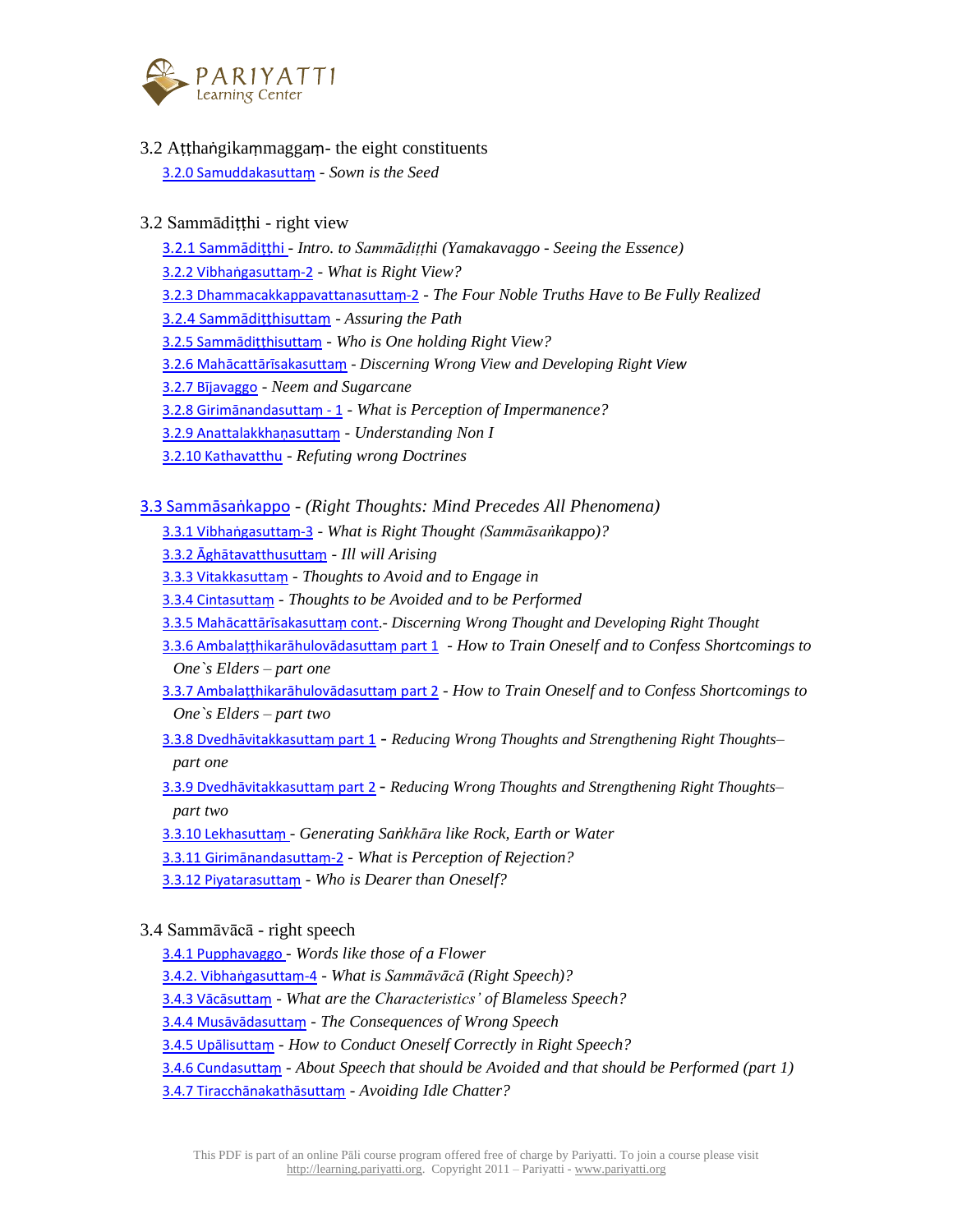3.2 Aṭṭhaṅgikaṃmaggaṃ- the eight constituents

- 3.2.0 Samuddakasuttaṃ - *Sown is the Seed*

3.2 Sammādiṭṭhi - right view

- 3.2.1 Sammādiṭṭhi - *Intro. to Sammādiṭṭhi (Yamakavaggo - Seeing the Essence)*
- 3.2.2 Vibhaṅgasuttaṃ-2 - *What is Right View?*
- 3.2.3 Dhammacakkappavattanasuttaṃ-2 - *The Four Noble Truths Have to Be Fully Realized*
- 3.2.4 Sammādiṭṭhisuttam - *Assuring the Path*
- 3.2.5 Sammādiṭṭhisuttam - *Who is One holding Right View?*
- 3.2.6 Mahācattārīsakasuttaṃ - *Discerning Wrong View and Developing Right View*
- 3.2.7 Bījavaggo - *Neem and Sugarcane*
- 3.2.8 Girimānandasuttaṃ - 1 - *What is Perception of Impermanence?*
- 3.2.9 Anattalakkhaṇasuttaṃ - *Understanding Non I*
- 3.2.10 Kathavatthu - *Refuting wrong Doctrines*

3.3 Sammāsaṅkappo - *(Right Thoughts: Mind Precedes All Phenomena)*

- 3.3.1 Vibhaṅgasuttaṃ-3 - *What is Right Thought (Sammāsaṅkappo)?*
- 3.3.2 Āghātavatthusuttaṃ - *Ill will Arising*
- 3.3.3 Vitakkasuttaṃ - *Thoughts to Avoid and to Engage in*
- 3.3.4 Cintasuttaṃ - *Thoughts to be Avoided and to be Performed*
- 3.3.5 Mahācattārīsakasuttaṃ cont.- *Discerning Wrong Thought and Developing Right Thought*
- 3.3.6 Ambalaṭṭhikarāhulovādasuttaṃ part 1 - *How to Train Oneself and to Confess Shortcomings to One`s Elders – part one*
- 3.3.7 Ambalaṭṭhikarāhulovādasuttaṃ part 2 - *How to Train Oneself and to Confess Shortcomings to One`s Elders – part two*
- 3.3.8 Dvedhāvitakkasuttaṃ part 1 - *Reducing Wrong Thoughts and Strengthening Right Thoughts– part one*
- 3.3.9 Dvedhāvitakkasuttaṃ part 2 - *Reducing Wrong Thoughts and Strengthening Right Thoughts– part two*
- 3.3.10 Lekhasuttaṃ - *Generating Saṅkhāra like Rock, Earth or Water*
- 3.3.11 Girimānandasuttaṃ-2 - *What is Perception of Rejection?*
- 3.3.12 Piyatarasuttaṃ - *Who is Dearer than Oneself?*

3.4 Sammāvācā - right speech

- 3.4.1 Pupphavaggo - *Words like those of a Flower*
- 3.4.2. Vibhaṅgasuttaṃ-4 - *What is Sammāvācā (Right Speech)?*
- 3.4.3 Vācāsuttaṃ - *What are the Characteristics' of Blameless Speech?*
- 3.4.4 Musāvādasuttaṃ - *The Consequences of Wrong Speech*
- 3.4.5 Upālisuttaṃ - *How to Conduct Oneself Correctly in Right Speech?*
- 3.4.6 Cundasuttaṃ - *About Speech that should be Avoided and that should be Performed (part 1)*
- 3.4.7 Tiracchānakathāsuttaṃ - *Avoiding Idle Chatter?*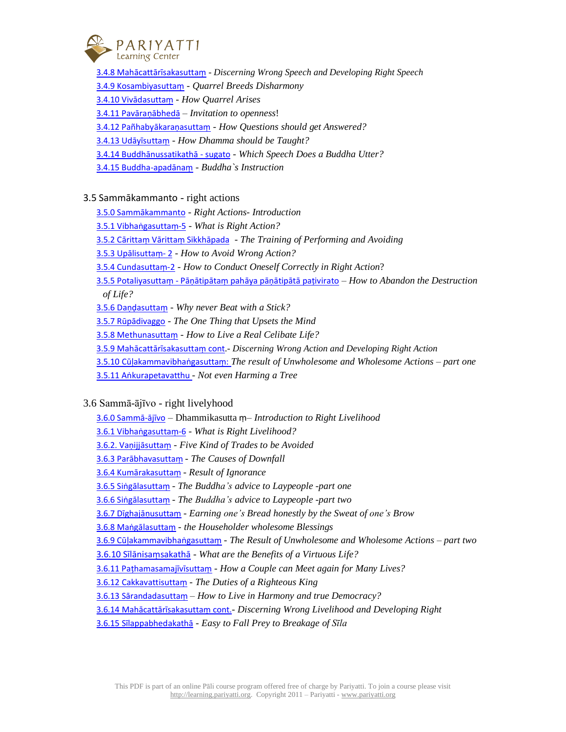3.4.8 Mahācattārīsakasuttaṃ - *Discerning Wrong Speech and Developing Right Speech*
3.4.9 Kosambiyasuttaṃ - *Quarrel Breeds Disharmony*
3.4.10 Vivādasuttaṃ - *How Quarrel Arises*
3.4.11 Pavāraṇābhedā – *Invitation to openness*!
3.4.12 Pañhabyākaraṇasuttaṃ - *How Questions should get Answered?*
3.4.13 Udāyīsuttaṃ - *How Dhamma should be Taught?*
3.4.14 Buddhānussatikathā - sugato - *Which Speech Does a Buddha Utter?*
3.4.15 Buddha-apadānaṃ - *Buddha`s Instruction*

### 3.5 Sammākammanto - right actions

3.5.0 Sammākammanto - *Right Actions- Introduction*
3.5.1 Vibhaṅgasuttaṃ-5 - *What is Right Action?*
3.5.2 Cārittaṃ Vārittaṃ Sikkhāpada - *The Training of Performing and Avoiding*
3.5.3 Upālisuttaṃ- 2 - *How to Avoid Wrong Action?*
3.5.4 Cundasuttaṃ-2 - *How to Conduct Oneself Correctly in Right Action*?
3.5.5 Potaliyasuttaṃ - Pāṇātipātaṃ pahāya pāṇātipātā paṭivirato – *How to Abandon the Destruction of Life?*
3.5.6 Daṇḍasuttaṃ - *Why never Beat with a Stick?*
3.5.7 Rūpādivaggo - *The One Thing that Upsets the Mind*
3.5.8 Methunasuttaṃ - *How to Live a Real Celibate Life?*
3.5.9 Mahācattārīsakasuttaṃ cont.- *Discerning Wrong Action and Developing Right Action*
3.5.10 Cūḷakammavibhaṅgasuttaṃ: *The result of Unwholesome and Wholesome Actions – part one*
3.5.11 Aṅkurapetavatthu - *Not even Harming a Tree*

### 3.6 Sammā-ājīvo - right livelihood

3.6.0 Sammā-ājīvo – Dhammikasutta ṃ– *Introduction to Right Livelihood*
3.6.1 Vibhaṅgasuttaṃ-6 - *What is Right Livelihood?*
3.6.2. Vaṇijjāsuttaṃ - *Five Kind of Trades to be Avoided*
3.6.3 Parābhavasuttaṃ - *The Causes of Downfall*
3.6.4 Kumārakasuttaṃ - *Result of Ignorance*
3.6.5 Siṅgālasuttaṃ - *The Buddha's advice to Laypeople -part one*
3.6.6 Siṅgālasuttaṃ - *The Buddha's advice to Laypeople -part two*
3.6.7 Dīghajāṇusuttaṃ - *Earning one's Bread honestly by the Sweat of one's Brow*
3.6.8 Maṅgālasuttaṃ - *the Householder wholesome Blessings*
3.6.9 Cūḷakammavibhaṅgasuttaṃ - *The Result of Unwholesome and Wholesome Actions – part two*
3.6.10 Sīlānisaṃsakathā - *What are the Benefits of a Virtuous Life?*
3.6.11 Paṭhamasamajīvīsuttaṃ - *How a Couple can Meet again for Many Lives?*
3.6.12 Cakkavattisuttaṃ - *The Duties of a Righteous King*
3.6.13 Sārandadasuttaṃ – *How to Live in Harmony and true Democracy?*
3.6.14 Mahācattārīsakasuttaṃ cont.- *Discerning Wrong Livelihood and Developing Right*
3.6.15 Sīlappabhedakathā - *Easy to Fall Prey to Breakage of Sīla*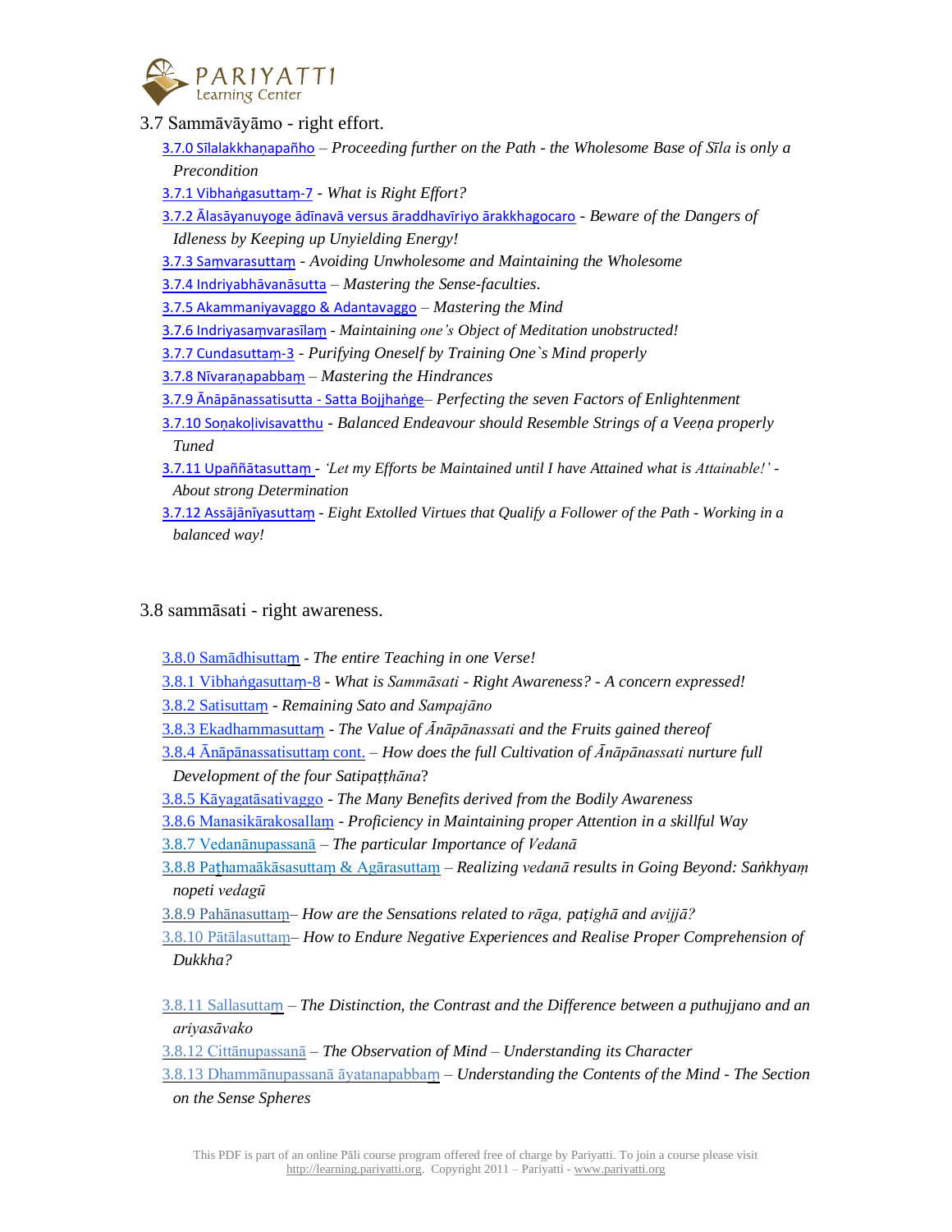## 3.7 Sammāvāyāmo - right effort.

- 3.7.0 Sīlalakkhaṇapañho – *Proceeding further on the Path - the Wholesome Base of Sīla is only a Precondition*
- 3.7.1 Vibhaṅgasuttaṃ-7 - *What is Right Effort?*
- 3.7.2 Ālasāyanuyoge ādīnavā versus āraddhavīriyo ārakkhagocaro - *Beware of the Dangers of Idleness by Keeping up Unyielding Energy!*
- 3.7.3 Saṃvarasuttaṃ - *Avoiding Unwholesome and Maintaining the Wholesome*
- 3.7.4 Indriyabhāvanāsutta – *Mastering the Sense-faculties.*
- 3.7.5 Akammaniyavaggo & Adantavaggo – *Mastering the Mind*
- 3.7.6 Indriyasaṃvarasīlaṃ - *Maintaining one's Object of Meditation unobstructed!*
- 3.7.7 Cundasuttaṃ-3 - *Purifying Oneself by Training One`s Mind properly*
- 3.7.8 Nīvaraṇapabbaṃ – *Mastering the Hindrances*
- 3.7.9 Ānāpānassatisutta - Satta Bojjhaṅge– *Perfecting the seven Factors of Enlightenment*
- 3.7.10 Soṇakoḷivisavatthu - *Balanced Endeavour should Resemble Strings of a Veeṇa properly Tuned*
- 3.7.11 Upaññātasuttaṃ - *'Let my Efforts be Maintained until I have Attained what is Attainable!' - About strong Determination*
- 3.7.12 Assājānīyasuttaṃ - *Eight Extolled Virtues that Qualify a Follower of the Path - Working in a balanced way!*

## 3.8 sammāsati - right awareness.

- 3.8.0 Samādhisuttaṃ - *The entire Teaching in one Verse!*
- 3.8.1 Vibhaṅgasuttaṃ-8 - *What is Sammāsati - Right Awareness? - A concern expressed!*
- 3.8.2 Satisuttaṃ - *Remaining Sato and Sampajāno*
- 3.8.3 Ekadhammasuttaṃ - *The Value of Ānāpānassati and the Fruits gained thereof*
- 3.8.4 Ānāpānassatisuttaṃ cont. – *How does the full Cultivation of Ānāpānassati nurture full Development of the four Satipaṭṭhāna?*
- 3.8.5 Kāyagatāsativaggo - *The Many Benefits derived from the Bodily Awareness*
- 3.8.6 Manasikārakosallaṃ - *Proficiency in Maintaining proper Attention in a skillful Way*
- 3.8.7 Vedanānupassanā – *The particular Importance of Vedanā*
- 3.8.8 Paṭhamaākāsasuttaṃ & Agārasuttaṃ – *Realizing vedanā results in Going Beyond: Saṅkhyaṃ nopeti vedagū*
- 3.8.9 Pahānasuttaṃ– *How are the Sensations related to rāga, paṭighā and avijjā?*
- 3.8.10 Pātālasuttaṃ– *How to Endure Negative Experiences and Realise Proper Comprehension of Dukkha?*
- 3.8.11 Sallasuttaṃ – *The Distinction, the Contrast and the Difference between a puthujjano and an ariyasāvako*
- 3.8.12 Cittānupassanā – *The Observation of Mind – Understanding its Character*
- 3.8.13 Dhammānupassanā āyatanapabbaṃ – *Understanding the Contents of the Mind - The Section on the Sense Spheres*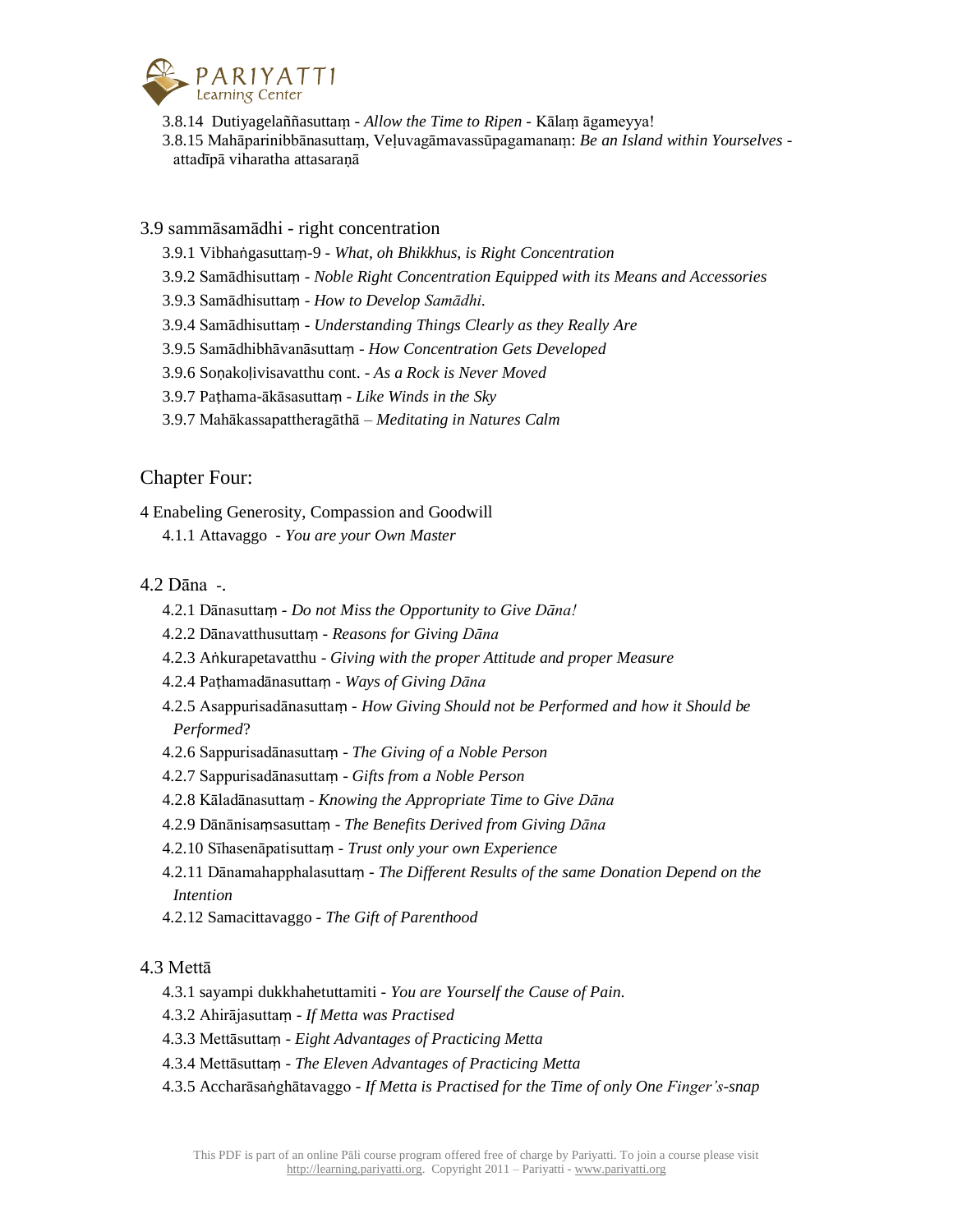3.8.14 Dutiyagelaññasuttaṃ - *Allow the Time to Ripen* - Kālaṃ āgameyya!
3.8.15 Mahāparinibbānasuttaṃ, Veḷuvagāmavassūpagamanaṃ: *Be an Island within Yourselves* - attadīpā viharatha attasaraṇā

## 3.9 sammāsamādhi - right concentration

3.9.1 Vibhaṅgasuttaṃ-9 - *What, oh Bhikkhus, is Right Concentration*
3.9.2 Samādhisuttaṃ - *Noble Right Concentration Equipped with its Means and Accessories*
3.9.3 Samādhisuttaṃ - *How to Develop Samādhi.*
3.9.4 Samādhisuttaṃ - *Understanding Things Clearly as they Really Are*
3.9.5 Samādhibhāvanāsuttaṃ - *How Concentration Gets Developed*
3.9.6 Soṇakoḷivisavatthu cont. - *As a Rock is Never Moved*
3.9.7 Paṭhama-ākāsasuttaṃ - *Like Winds in the Sky*
3.9.7 Mahākassapattheragāthā – *Meditating in Natures Calm*

# Chapter Four:

## 4 Enabeling Generosity, Compassion and Goodwill

4.1.1 Attavaggo - *You are your Own Master*

## 4.2 Dāna -.

4.2.1 Dānasuttaṃ - *Do not Miss the Opportunity to Give Dāna!*
4.2.2 Dānavatthusuttaṃ - *Reasons for Giving Dāna*
4.2.3 Aṅkurapetavatthu - *Giving with the proper Attitude and proper Measure*
4.2.4 Paṭhamadānasuttaṃ - *Ways of Giving Dāna*
4.2.5 Asappurisadānasuttaṃ - *How Giving Should not be Performed and how it Should be Performed*?
4.2.6 Sappurisadānasuttaṃ - *The Giving of a Noble Person*
4.2.7 Sappurisadānasuttaṃ - *Gifts from a Noble Person*
4.2.8 Kāladānasuttaṃ - *Knowing the Appropriate Time to Give Dāna*
4.2.9 Dānānisaṃsasuttaṃ - *The Benefits Derived from Giving Dāna*
4.2.10 Sīhasenāpatisuttaṃ - *Trust only your own Experience*
4.2.11 Dānamahapphalasuttaṃ - *The Different Results of the same Donation Depend on the Intention*
4.2.12 Samacittavaggo - *The Gift of Parenthood*

## 4.3 Mettā

4.3.1 sayampi dukkhahetuttamiti - *You are Yourself the Cause of Pain.*
4.3.2 Ahirājasuttaṃ - *If Metta was Practised*
4.3.3 Mettāsuttaṃ - *Eight Advantages of Practicing Metta*
4.3.4 Mettāsuttaṃ - *The Eleven Advantages of Practicing Metta*
4.3.5 Accharāsaṅghātavaggo - *If Metta is Practised for the Time of only One Finger's-snap*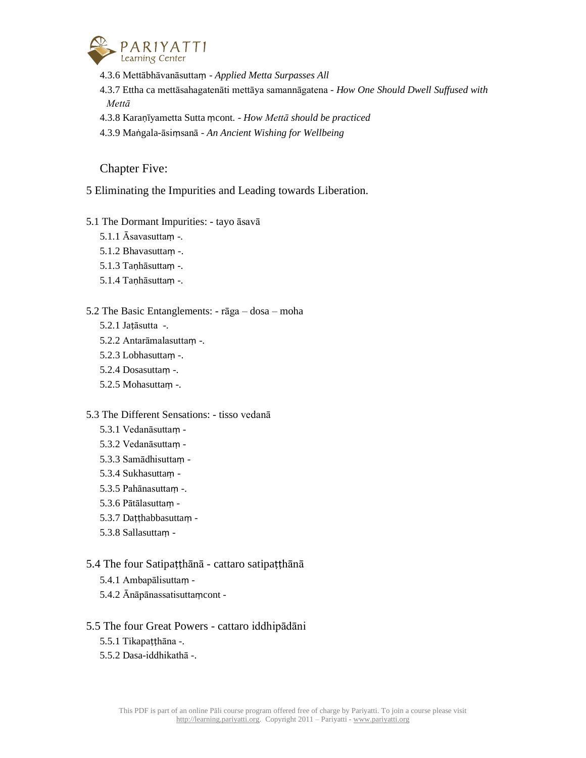4.3.6 Mettābhāvanāsuttaṃ - *Applied Metta Surpasses All*

4.3.7 Ettha ca mettāsahagatenāti mettāya samannāgatena - *How One Should Dwell Suffused with Mettā*

4.3.8 Karaṇīyametta Sutta ṃcont. - *How Mettā should be practiced*

4.3.9 Maṅgala-āsiṃsanā - *An Ancient Wishing for Wellbeing*

## Chapter Five:

## 5 Eliminating the Impurities and Leading towards Liberation.

### 5.1 The Dormant Impurities: - tayo āsavā

5.1.1 Āsavasuttaṃ -.

5.1.2 Bhavasuttaṃ -.

5.1.3 Taṇhāsuttaṃ -.

5.1.4 Taṇhāsuttaṃ -.

### 5.2 The Basic Entanglements: - rāga – dosa – moha

5.2.1 Jaṭāsutta -.

5.2.2 Antarāmalasuttaṃ -.

5.2.3 Lobhasuttaṃ -.

5.2.4 Dosasuttaṃ -.

5.2.5 Mohasuttaṃ -.

### 5.3 The Different Sensations: - tisso vedanā

5.3.1 Vedanāsuttaṃ -

5.3.2 Vedanāsuttaṃ -

5.3.3 Samādhisuttaṃ -

5.3.4 Sukhasuttaṃ -

5.3.5 Pahānasuttaṃ -.

5.3.6 Pātālasuttaṃ -

5.3.7 Daṭṭhabbasuttaṃ -

5.3.8 Sallasuttaṃ -

### 5.4 The four Satipaṭṭhānā - cattaro satipaṭṭhānā

5.4.1 Ambapālisuttaṃ -

5.4.2 Ānāpānassatisuttaṃcont -

### 5.5 The four Great Powers - cattaro iddhipādāni

5.5.1 Tikapaṭṭhāna -.

5.5.2 Dasa-iddhikathā -.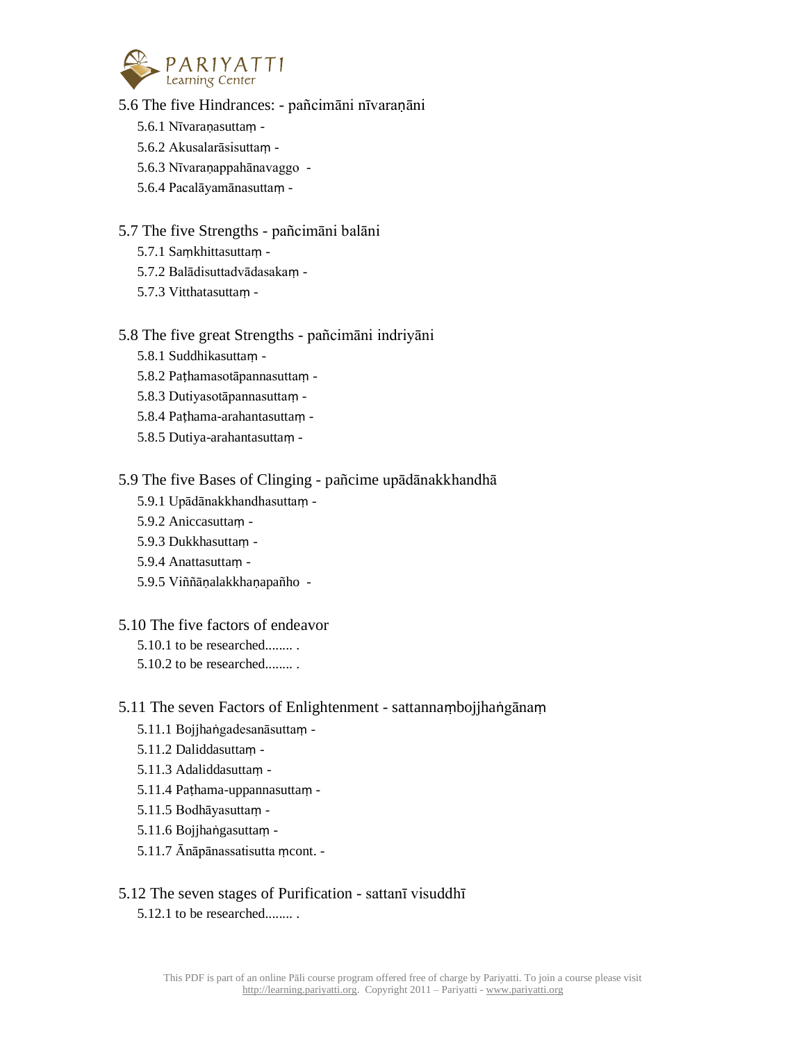## 5.6 The five Hindrances: - pañcimāni nīvaraṇāni

- 5.6.1 Nīvaraṇasuttaṃ -
- 5.6.2 Akusalarāsisuttaṃ -
- 5.6.3 Nīvaraṇappahānavaggo -
- 5.6.4 Pacalāyamānasuttaṃ -

## 5.7 The five Strengths - pañcimāni balāni

- 5.7.1 Saṃkhittasuttaṃ -
- 5.7.2 Balādisuttadvādasakaṃ -
- 5.7.3 Vitthatasuttaṃ -

## 5.8 The five great Strengths - pañcimāni indriyāni

- 5.8.1 Suddhikasuttaṃ -
- 5.8.2 Paṭhamasotāpannasuttaṃ -
- 5.8.3 Dutiyasotāpannasuttaṃ -
- 5.8.4 Paṭhama-arahantasuttaṃ -
- 5.8.5 Dutiya-arahantasuttaṃ -

## 5.9 The five Bases of Clinging - pañcime upādānakkhandhā

- 5.9.1 Upādānakkhandhasuttaṃ -
- 5.9.2 Aniccasuttaṃ -
- 5.9.3 Dukkhasuttaṃ -
- 5.9.4 Anattasuttaṃ -
- 5.9.5 Viññāṇalakkhaṇapañho -

## 5.10 The five factors of endeavor

- 5.10.1 to be researched........ .
- 5.10.2 to be researched........ .

## 5.11 The seven Factors of Enlightenment - sattannaṃbojjhaṅgānaṃ

- 5.11.1 Bojjhaṅgadesanāsuttaṃ -
- 5.11.2 Daliddasuttaṃ -
- 5.11.3 Adaliddasuttaṃ -
- 5.11.4 Paṭhama-uppannasuttaṃ -
- 5.11.5 Bodhāyasuttaṃ -
- 5.11.6 Bojjhaṅgasuttaṃ -
- 5.11.7 Ānāpānassatisutta ṃcont. -

## 5.12 The seven stages of Purification - sattanī visuddhī

- 5.12.1 to be researched........ .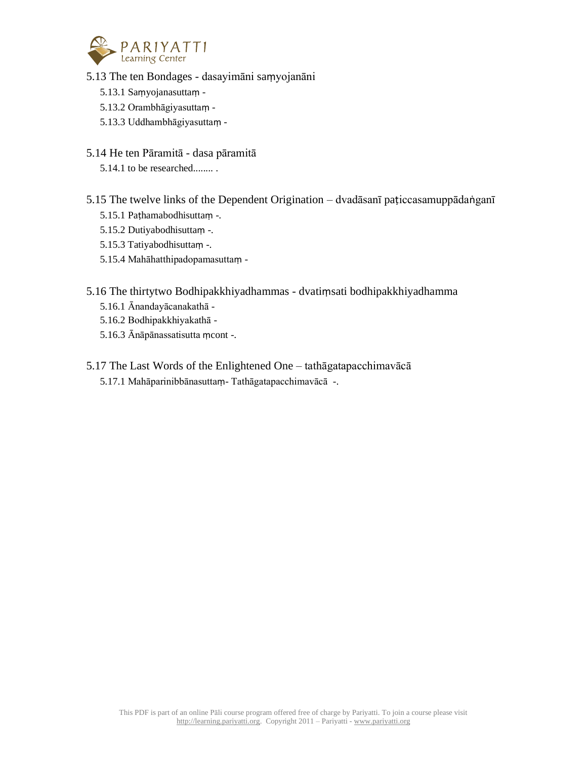5.13 The ten Bondages - dasayimāni saṃyojanāni

- 5.13.1 Saṃyojanasuttaṃ -
- 5.13.2 Orambhāgiyasuttaṃ -
- 5.13.3 Uddhambhāgiyasuttaṃ -

5.14 He ten Pāramitā - dasa pāramitā

- 5.14.1 to be researched........ .

5.15 The twelve links of the Dependent Origination – dvadāsanī paṭiccasamuppādaṅganī

- 5.15.1 Paṭhamabodhisuttaṃ -.
- 5.15.2 Dutiyabodhisuttaṃ -.
- 5.15.3 Tatiyabodhisuttaṃ -.
- 5.15.4 Mahāhatthipadopamasuttaṃ -

5.16 The thirtytwo Bodhipakkhiyadhammas - dvatiṃsati bodhipakkhiyadhamma

- 5.16.1 Ānandayācanakathā -
- 5.16.2 Bodhipakkhiyakathā -
- 5.16.3 Ānāpānassatisutta ṃcont -.

5.17 The Last Words of the Enlightened One – tathāgatapacchimavācā

- 5.17.1 Mahāparinibbānasuttaṃ- Tathāgatapacchimavācā -.